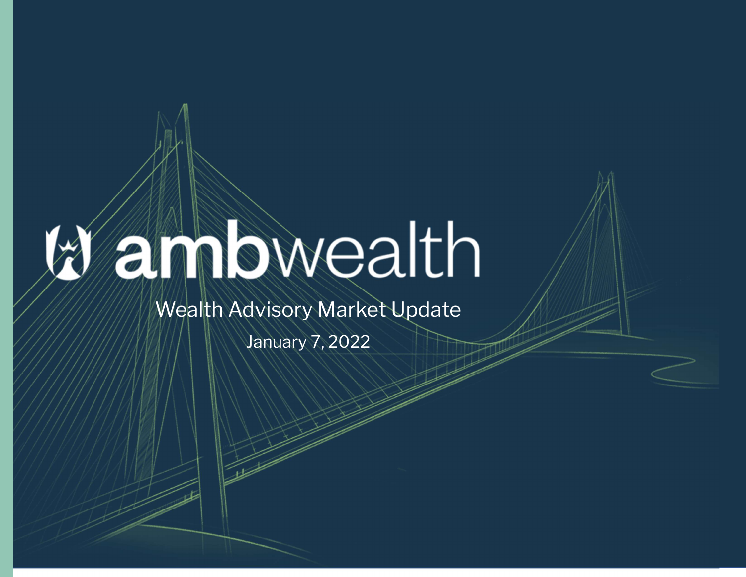# ambwealth

Wealth Advisory Market Update

January 7, 2022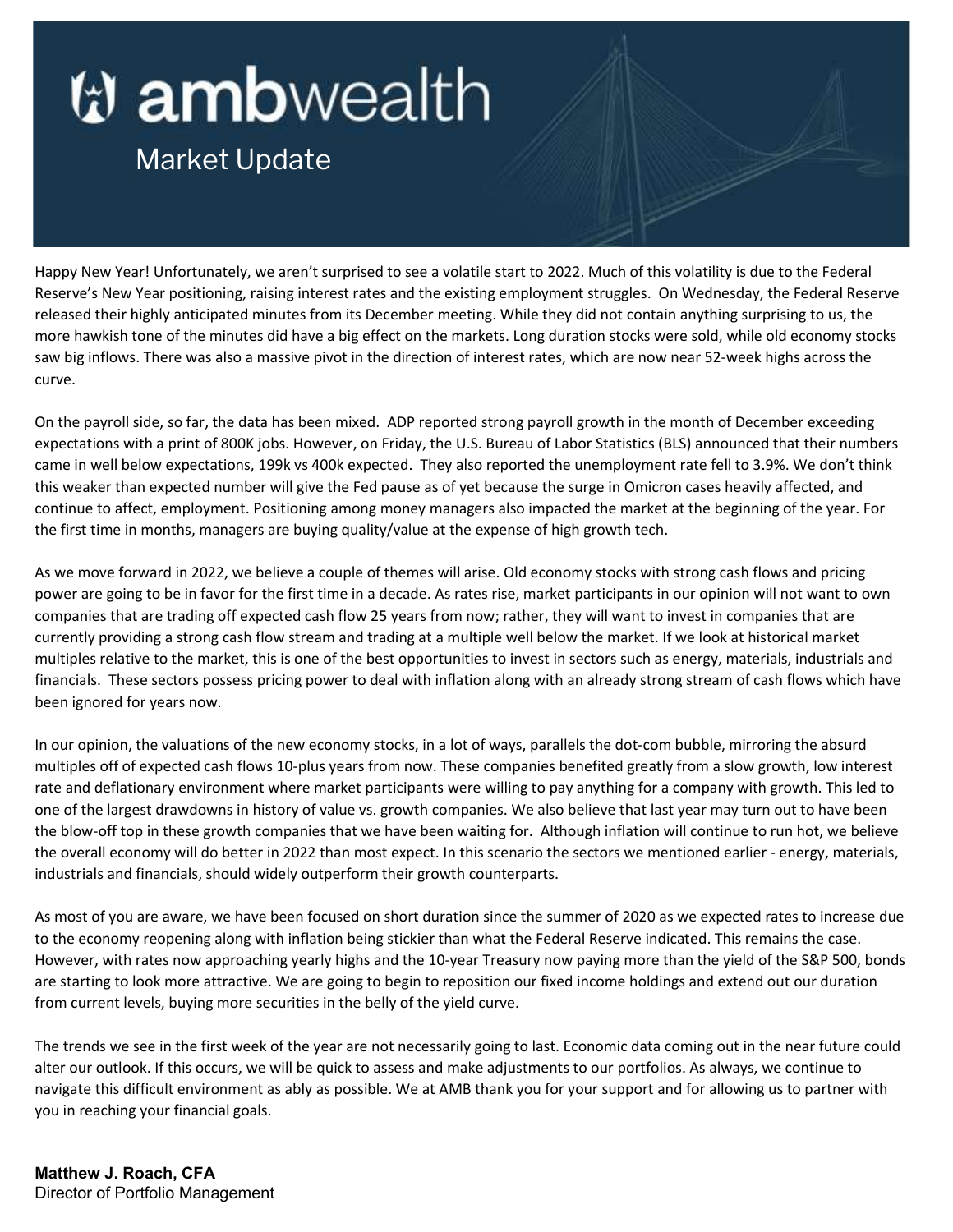# ambwealth

## Market Update

Happy New Year! Unfortunately, we aren't surprised to see a volatile start to 2022. Much of this volatility is due to the Federal Reserve's New Year positioning, raising interest rates and the existing employment struggles. On Wednesday, the Federal Reserve released their highly anticipated minutes from its December meeting. While they did not contain anything surprising to us, the more hawkish tone of the minutes did have a big effect on the markets. Long duration stocks were sold, while old economy stocks saw big inflows. There was also a massive pivot in the direction of interest rates, which are now near 52-week highs across the curve.

On the payroll side, so far, the data has been mixed. ADP reported strong payroll growth in the month of December exceeding expectations with a print of 800K jobs. However, on Friday, the U.S. Bureau of Labor Statistics (BLS) announced that their numbers came in well below expectations, 199k vs 400k expected. They also reported the unemployment rate fell to 3.9%. We don't think this weaker than expected number will give the Fed pause as of yet because the surge in Omicron cases heavily affected, and continue to affect, employment. Positioning among money managers also impacted the market at the beginning of the year. For the first time in months, managers are buying quality/value at the expense of high growth tech.

As we move forward in 2022, we believe a couple of themes will arise. Old economy stocks with strong cash flows and pricing power are going to be in favor for the first time in a decade. As rates rise, market participants in our opinion will not want to own companies that are trading off expected cash flow 25 years from now; rather, they will want to invest in companies that are currently providing a strong cash flow stream and trading at a multiple well below the market. If we look at historical market multiples relative to the market, this is one of the best opportunities to invest in sectors such as energy, materials, industrials and financials. These sectors possess pricing power to deal with inflation along with an already strong stream of cash flows which have been ignored for years now.

In our opinion, the valuations of the new economy stocks, in a lot of ways, parallels the dot-com bubble, mirroring the absurd multiples off of expected cash flows 10-plus years from now. These companies benefited greatly from a slow growth, low interest rate and deflationary environment where market participants were willing to pay anything for a company with growth. This led to one of the largest drawdowns in history of value vs. growth companies. We also believe that last year may turn out to have been the blow-off top in these growth companies that we have been waiting for. Although inflation will continue to run hot, we believe the overall economy will do better in 2022 than most expect. In this scenario the sectors we mentioned earlier - energy, materials, industrials and financials, should widely outperform their growth counterparts.

As most of you are aware, we have been focused on short duration since the summer of 2020 as we expected rates to increase due to the economy reopening along with inflation being stickier than what the Federal Reserve indicated. This remains the case. However, with rates now approaching yearly highs and the 10-year Treasury now paying more than the yield of the S&P 500, bonds are starting to look more attractive. We are going to begin to reposition our fixed income holdings and extend out our duration from current levels, buying more securities in the belly of the yield curve.

The trends we see in the first week of the year are not necessarily going to last. Economic data coming out in the near future could alter our outlook. If this occurs, we will be quick to assess and make adjustments to our portfolios. As always, we continue to navigate this difficult environment as ably as possible. We at AMB thank you for your support and for allowing us to partner with you in reaching your financial goals.

**Matthew J. Roach, CFA**
Director of Portfolio Management